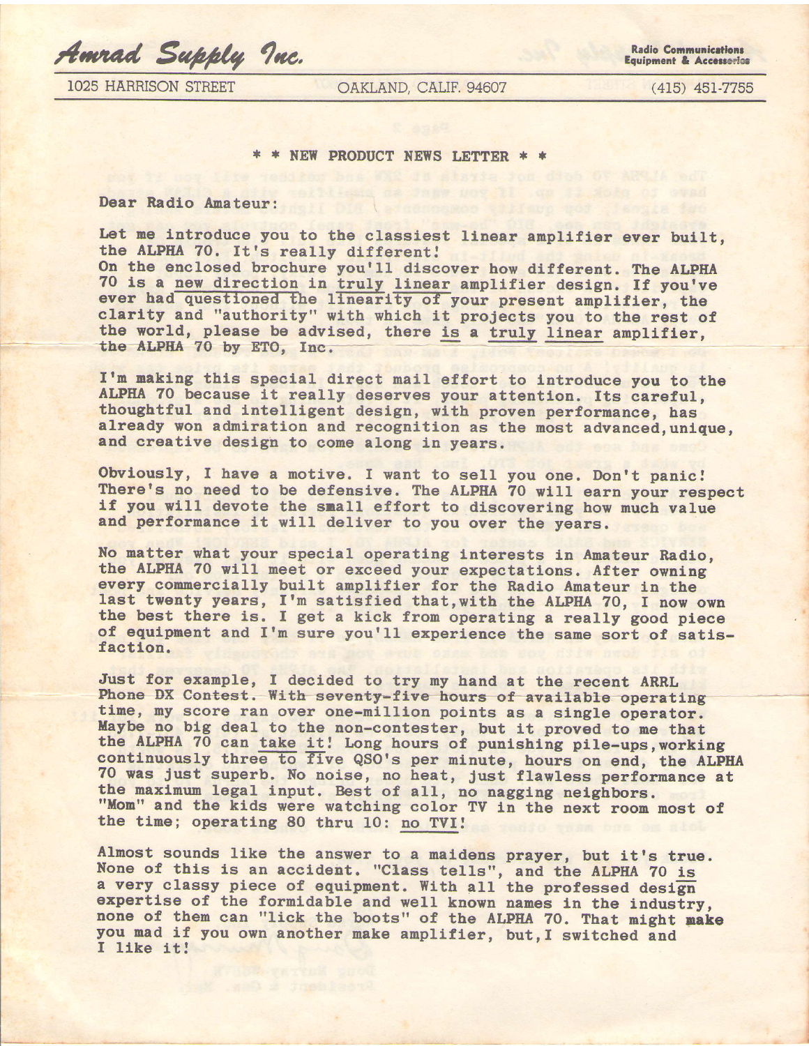**Amrad Supply Inc.** — Radio Communications Equipment & Accessories

1025 HARRISON STREET — OAKLAND, CALIF. 94607 — (415) 451-7755

\* \* NEW PRODUCT NEWS LETTER \* \*

Dear Radio Amateur:

Let me introduce you to the classiest linear amplifier ever built, the ALPHA 70. It's really different!
On the enclosed brochure you'll discover how different. The ALPHA 70 is a new direction in truly linear amplifier design. If you've ever had questioned the linearity of your present amplifier, the clarity and "authority" with which it projects you to the rest of the world, please be advised, there is a truly linear amplifier, the ALPHA 70 by ETO, Inc.

I'm making this special direct mail effort to introduce you to the ALPHA 70 because it really deserves your attention. Its careful, thoughtful and intelligent design, with proven performance, has already won admiration and recognition as the most advanced, unique, and creative design to come along in years.

Obviously, I have a motive. I want to sell you one. Don't panic! There's no need to be defensive. The ALPHA 70 will earn your respect if you will devote the small effort to discovering how much value and performance it will deliver to you over the years.

No matter what your special operating interests in Amateur Radio, the ALPHA 70 will meet or exceed your expectations. After owning every commercially built amplifier for the Radio Amateur in the last twenty years, I'm satisfied that, with the ALPHA 70, I now own the best there is. I get a kick from operating a really good piece of equipment and I'm sure you'll experience the same sort of satisfaction.

Just for example, I decided to try my hand at the recent ARRL Phone DX Contest. With seventy-five hours of available operating time, my score ran over one-million points as a single operator. Maybe no big deal to the non-contester, but it proved to me that the ALPHA 70 can take it! Long hours of punishing pile-ups, working continuously three to five QSO's per minute, hours on end, the ALPHA 70 was just superb. No noise, no heat, just flawless performance at the maximum legal input. Best of all, no nagging neighbors. "Mom" and the kids were watching color TV in the next room most of the time; operating 80 thru 10: no TVI!

Almost sounds like the answer to a maidens prayer, but it's true. None of this is an accident. "Class tells", and the ALPHA 70 is a very classy piece of equipment. With all the professed design expertise of the formidable and well known names in the industry, none of them can "lick the boots" of the ALPHA 70. That might make you mad if you own another make amplifier, but, I switched and I like it!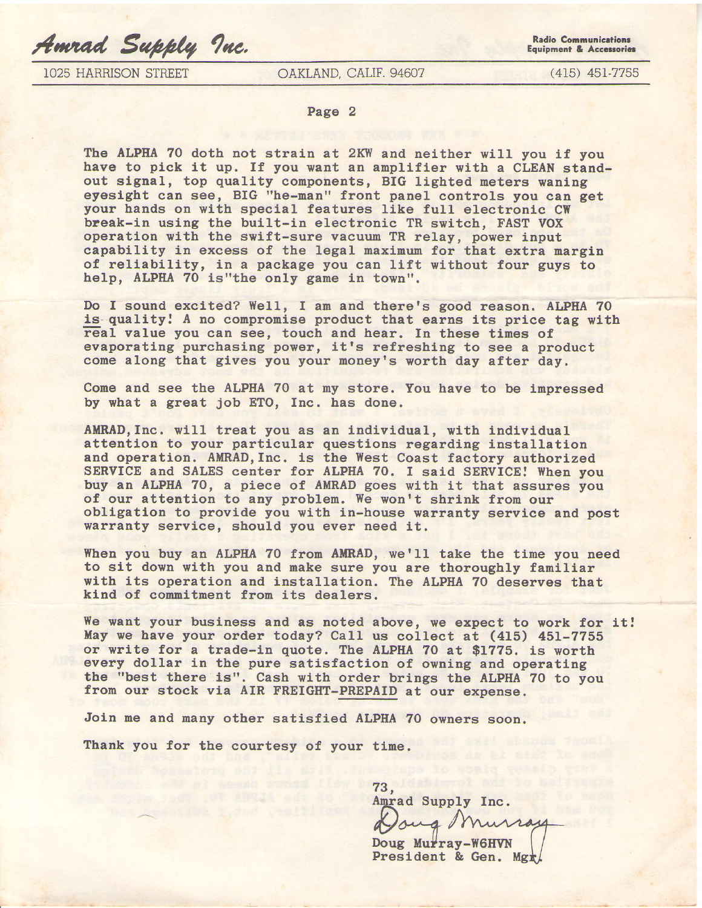**Amrad Supply Inc.**

**Radio Communications Equipment & Accessories**

1025 HARRISON STREET | OAKLAND, CALIF. 94607 | (415) 451-7755

Page 2

The ALPHA 70 doth not strain at 2KW and neither will you if you have to pick it up. If you want an amplifier with a CLEAN stand-out signal, top quality components, BIG lighted meters waning eyesight can see, BIG "he-man" front panel controls you can get your hands on with special features like full electronic CW break-in using the built-in electronic TR switch, FAST VOX operation with the swift-sure vacuum TR relay, power input capability in excess of the legal maximum for that extra margin of reliability, in a package you can lift without four guys to help, ALPHA 70 is "the only game in town".

Do I sound excited? Well, I am and there's good reason. ALPHA 70 <u>is</u> quality! A no compromise product that earns its price tag with real value you can see, touch and hear. In these times of evaporating purchasing power, it's refreshing to see a product come along that gives you your money's worth day after day.

Come and see the ALPHA 70 at my store. You have to be impressed by what a great job ETO, Inc. has done.

AMRAD, Inc. will treat you as an individual, with individual attention to your particular questions regarding installation and operation. AMRAD, Inc. is the West Coast factory authorized SERVICE and SALES center for ALPHA 70. I said SERVICE! When you buy an ALPHA 70, a piece of AMRAD goes with it that assures you of our attention to any problem. We won't shrink from our obligation to provide you with in-house warranty service and post warranty service, should you ever need it.

When you buy an ALPHA 70 from AMRAD, we'll take the time you need to sit down with you and make sure you are thoroughly familiar with its operation and installation. The ALPHA 70 deserves that kind of commitment from its dealers.

We want your business and as noted above, we expect to work for it! May we have your order today? Call us collect at (415) 451-7755 or write for a trade-in quote. The ALPHA 70 at $1775. is worth every dollar in the pure satisfaction of owning and operating the "best there is". Cash with order brings the ALPHA 70 to you from our stock via AIR FREIGHT-<u>PREPAID</u> at our expense.

Join me and many other satisfied ALPHA 70 owners soon.

Thank you for the courtesy of your time.

73,
Amrad Supply Inc.

Doug Murray

Doug Murray-W6HVN
President & Gen. Mgr.